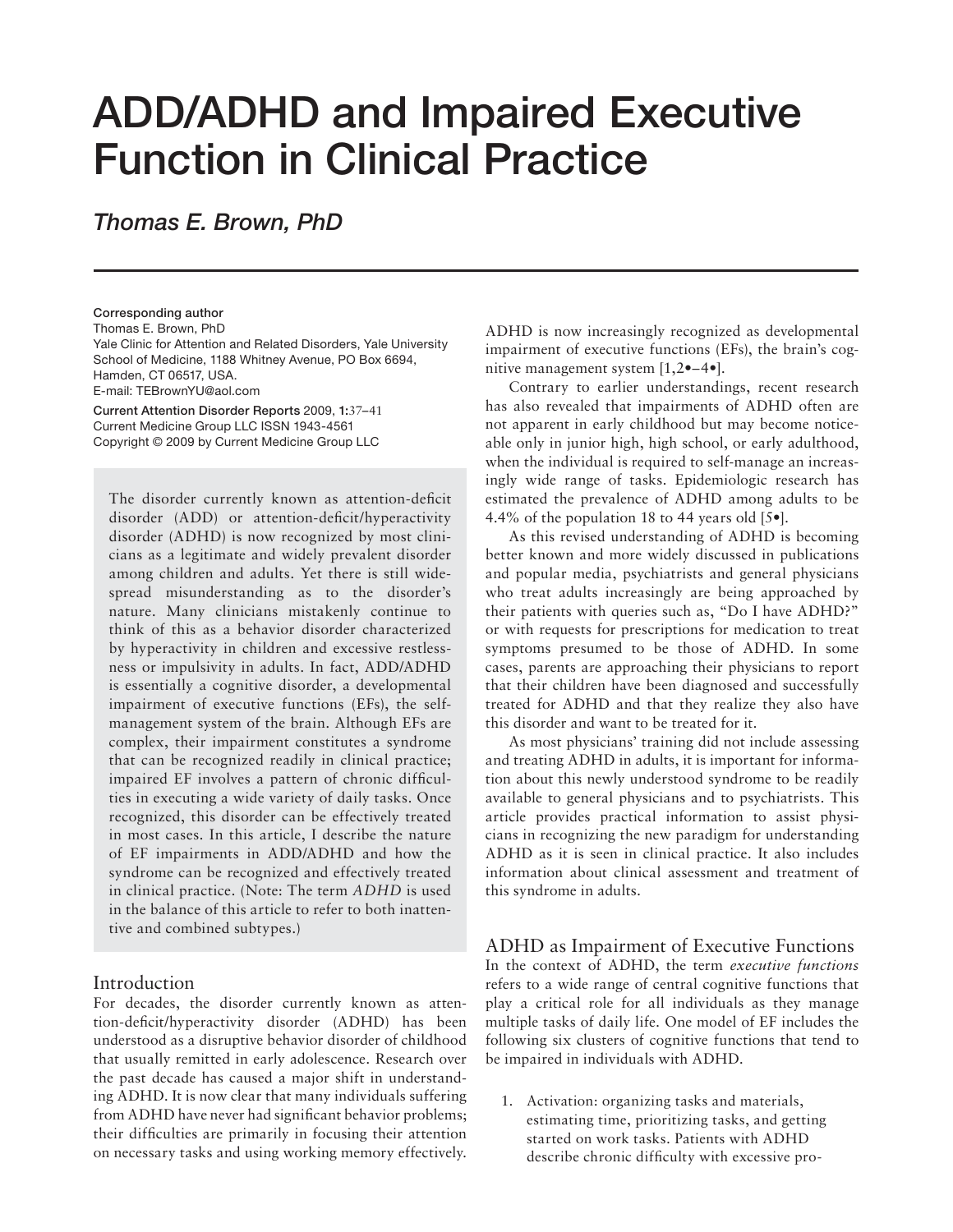# ADD/ADHD and Impaired Executive Function in Clinical Practice

*Thomas E. Brown, PhD*

**Corresponding author**
Thomas E. Brown, PhD
Yale Clinic for Attention and Related Disorders, Yale University School of Medicine, 1188 Whitney Avenue, PO Box 6694, Hamden, CT 06517, USA.
E-mail: TEBrownYU@aol.com

**Current Attention Disorder Reports** 2009, **1**:37–41
Current Medicine Group LLC ISSN 1943-4561
Copyright © 2009 by Current Medicine Group LLC

The disorder currently known as attention-deficit disorder (ADD) or attention-deficit/hyperactivity disorder (ADHD) is now recognized by most clinicians as a legitimate and widely prevalent disorder among children and adults. Yet there is still widespread misunderstanding as to the disorder's nature. Many clinicians mistakenly continue to think of this as a behavior disorder characterized by hyperactivity in children and excessive restlessness or impulsivity in adults. In fact, ADD/ADHD is essentially a cognitive disorder, a developmental impairment of executive functions (EFs), the self-management system of the brain. Although EFs are complex, their impairment constitutes a syndrome that can be recognized readily in clinical practice; impaired EF involves a pattern of chronic difficulties in executing a wide variety of daily tasks. Once recognized, this disorder can be effectively treated in most cases. In this article, I describe the nature of EF impairments in ADD/ADHD and how the syndrome can be recognized and effectively treated in clinical practice. (Note: The term *ADHD* is used in the balance of this article to refer to both inattentive and combined subtypes.)

## Introduction

For decades, the disorder currently known as attention-deficit/hyperactivity disorder (ADHD) has been understood as a disruptive behavior disorder of childhood that usually remitted in early adolescence. Research over the past decade has caused a major shift in understanding ADHD. It is now clear that many individuals suffering from ADHD have never had significant behavior problems; their difficulties are primarily in focusing their attention on necessary tasks and using working memory effectively. ADHD is now increasingly recognized as developmental impairment of executive functions (EFs), the brain's cognitive management system [1,2•–4•].

Contrary to earlier understandings, recent research has also revealed that impairments of ADHD often are not apparent in early childhood but may become noticeable only in junior high, high school, or early adulthood, when the individual is required to self-manage an increasingly wide range of tasks. Epidemiologic research has estimated the prevalence of ADHD among adults to be 4.4% of the population 18 to 44 years old [5•].

As this revised understanding of ADHD is becoming better known and more widely discussed in publications and popular media, psychiatrists and general physicians who treat adults increasingly are being approached by their patients with queries such as, "Do I have ADHD?" or with requests for prescriptions for medication to treat symptoms presumed to be those of ADHD. In some cases, parents are approaching their physicians to report that their children have been diagnosed and successfully treated for ADHD and that they realize they also have this disorder and want to be treated for it.

As most physicians' training did not include assessing and treating ADHD in adults, it is important for information about this newly understood syndrome to be readily available to general physicians and to psychiatrists. This article provides practical information to assist physicians in recognizing the new paradigm for understanding ADHD as it is seen in clinical practice. It also includes information about clinical assessment and treatment of this syndrome in adults.

## ADHD as Impairment of Executive Functions

In the context of ADHD, the term *executive functions* refers to a wide range of central cognitive functions that play a critical role for all individuals as they manage multiple tasks of daily life. One model of EF includes the following six clusters of cognitive functions that tend to be impaired in individuals with ADHD.

1. Activation: organizing tasks and materials, estimating time, prioritizing tasks, and getting started on work tasks. Patients with ADHD describe chronic difficulty with excessive pro-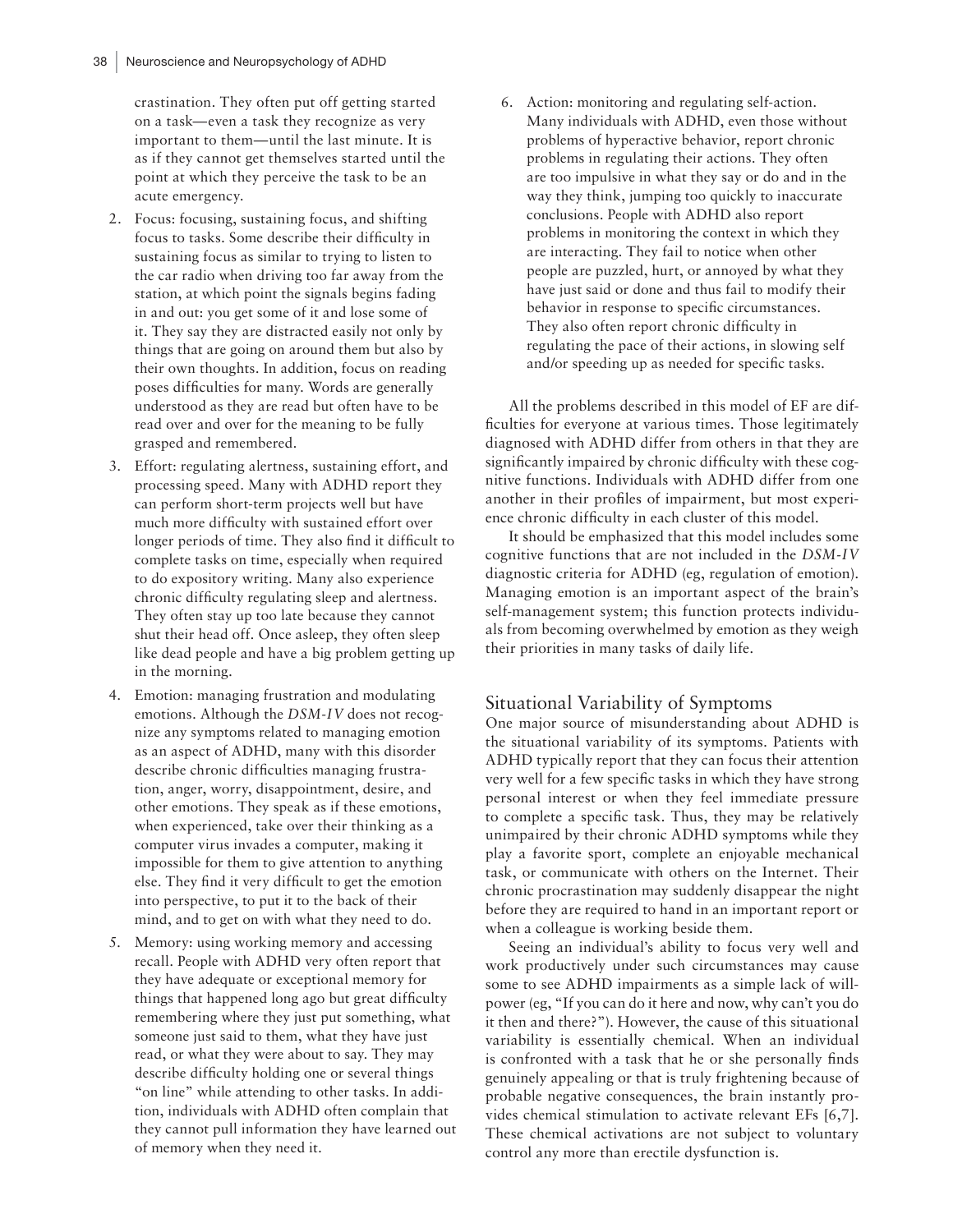crastination. They often put off getting started on a task—even a task they recognize as very important to them—until the last minute. It is as if they cannot get themselves started until the point at which they perceive the task to be an acute emergency.

2. Focus: focusing, sustaining focus, and shifting focus to tasks. Some describe their difficulty in sustaining focus as similar to trying to listen to the car radio when driving too far away from the station, at which point the signals begins fading in and out: you get some of it and lose some of it. They say they are distracted easily not only by things that are going on around them but also by their own thoughts. In addition, focus on reading poses difficulties for many. Words are generally understood as they are read but often have to be read over and over for the meaning to be fully grasped and remembered.
3. Effort: regulating alertness, sustaining effort, and processing speed. Many with ADHD report they can perform short-term projects well but have much more difficulty with sustained effort over longer periods of time. They also find it difficult to complete tasks on time, especially when required to do expository writing. Many also experience chronic difficulty regulating sleep and alertness. They often stay up too late because they cannot shut their head off. Once asleep, they often sleep like dead people and have a big problem getting up in the morning.
4. Emotion: managing frustration and modulating emotions. Although the *DSM-IV* does not recognize any symptoms related to managing emotion as an aspect of ADHD, many with this disorder describe chronic difficulties managing frustration, anger, worry, disappointment, desire, and other emotions. They speak as if these emotions, when experienced, take over their thinking as a computer virus invades a computer, making it impossible for them to give attention to anything else. They find it very difficult to get the emotion into perspective, to put it to the back of their mind, and to get on with what they need to do.
5. Memory: using working memory and accessing recall. People with ADHD very often report that they have adequate or exceptional memory for things that happened long ago but great difficulty remembering where they just put something, what someone just said to them, what they have just read, or what they were about to say. They may describe difficulty holding one or several things "on line" while attending to other tasks. In addition, individuals with ADHD often complain that they cannot pull information they have learned out of memory when they need it.
6. Action: monitoring and regulating self-action. Many individuals with ADHD, even those without problems of hyperactive behavior, report chronic problems in regulating their actions. They often are too impulsive in what they say or do and in the way they think, jumping too quickly to inaccurate conclusions. People with ADHD also report problems in monitoring the context in which they are interacting. They fail to notice when other people are puzzled, hurt, or annoyed by what they have just said or done and thus fail to modify their behavior in response to specific circumstances. They also often report chronic difficulty in regulating the pace of their actions, in slowing self and/or speeding up as needed for specific tasks.

All the problems described in this model of EF are difficulties for everyone at various times. Those legitimately diagnosed with ADHD differ from others in that they are significantly impaired by chronic difficulty with these cognitive functions. Individuals with ADHD differ from one another in their profiles of impairment, but most experience chronic difficulty in each cluster of this model.

It should be emphasized that this model includes some cognitive functions that are not included in the *DSM-IV* diagnostic criteria for ADHD (eg, regulation of emotion). Managing emotion is an important aspect of the brain's self-management system; this function protects individuals from becoming overwhelmed by emotion as they weigh their priorities in many tasks of daily life.

## Situational Variability of Symptoms

One major source of misunderstanding about ADHD is the situational variability of its symptoms. Patients with ADHD typically report that they can focus their attention very well for a few specific tasks in which they have strong personal interest or when they feel immediate pressure to complete a specific task. Thus, they may be relatively unimpaired by their chronic ADHD symptoms while they play a favorite sport, complete an enjoyable mechanical task, or communicate with others on the Internet. Their chronic procrastination may suddenly disappear the night before they are required to hand in an important report or when a colleague is working beside them.

Seeing an individual's ability to focus very well and work productively under such circumstances may cause some to see ADHD impairments as a simple lack of willpower (eg, "If you can do it here and now, why can't you do it then and there?"). However, the cause of this situational variability is essentially chemical. When an individual is confronted with a task that he or she personally finds genuinely appealing or that is truly frightening because of probable negative consequences, the brain instantly provides chemical stimulation to activate relevant EFs [6,7]. These chemical activations are not subject to voluntary control any more than erectile dysfunction is.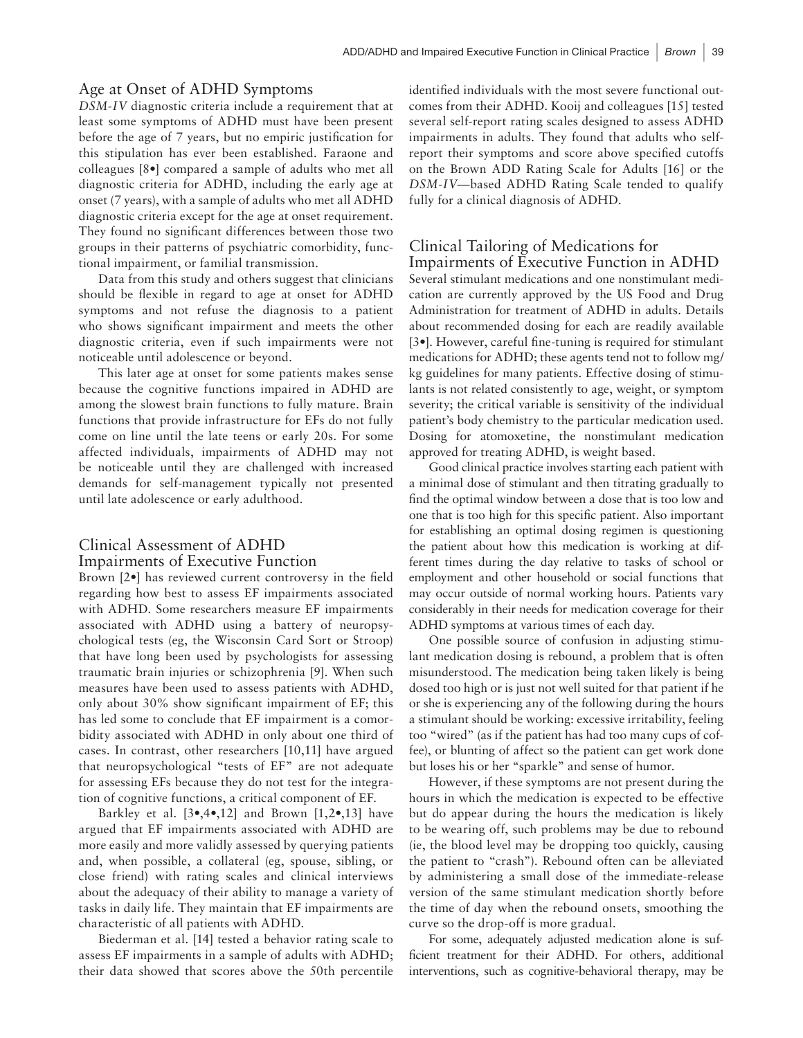## Age at Onset of ADHD Symptoms

*DSM-IV* diagnostic criteria include a requirement that at least some symptoms of ADHD must have been present before the age of 7 years, but no empiric justification for this stipulation has ever been established. Faraone and colleagues [8•] compared a sample of adults who met all diagnostic criteria for ADHD, including the early age at onset (7 years), with a sample of adults who met all ADHD diagnostic criteria except for the age at onset requirement. They found no significant differences between those two groups in their patterns of psychiatric comorbidity, functional impairment, or familial transmission.

Data from this study and others suggest that clinicians should be flexible in regard to age at onset for ADHD symptoms and not refuse the diagnosis to a patient who shows significant impairment and meets the other diagnostic criteria, even if such impairments were not noticeable until adolescence or beyond.

This later age at onset for some patients makes sense because the cognitive functions impaired in ADHD are among the slowest brain functions to fully mature. Brain functions that provide infrastructure for EFs do not fully come on line until the late teens or early 20s. For some affected individuals, impairments of ADHD may not be noticeable until they are challenged with increased demands for self-management typically not presented until late adolescence or early adulthood.

## Clinical Assessment of ADHD Impairments of Executive Function

Brown [2•] has reviewed current controversy in the field regarding how best to assess EF impairments associated with ADHD. Some researchers measure EF impairments associated with ADHD using a battery of neuropsychological tests (eg, the Wisconsin Card Sort or Stroop) that have long been used by psychologists for assessing traumatic brain injuries or schizophrenia [9]. When such measures have been used to assess patients with ADHD, only about 30% show significant impairment of EF; this has led some to conclude that EF impairment is a comorbidity associated with ADHD in only about one third of cases. In contrast, other researchers [10,11] have argued that neuropsychological "tests of EF" are not adequate for assessing EFs because they do not test for the integration of cognitive functions, a critical component of EF.

Barkley et al. [3•,4•,12] and Brown [1,2•,13] have argued that EF impairments associated with ADHD are more easily and more validly assessed by querying patients and, when possible, a collateral (eg, spouse, sibling, or close friend) with rating scales and clinical interviews about the adequacy of their ability to manage a variety of tasks in daily life. They maintain that EF impairments are characteristic of all patients with ADHD.

Biederman et al. [14] tested a behavior rating scale to assess EF impairments in a sample of adults with ADHD; their data showed that scores above the 50th percentile identified individuals with the most severe functional outcomes from their ADHD. Kooij and colleagues [15] tested several self-report rating scales designed to assess ADHD impairments in adults. They found that adults who self-report their symptoms and score above specified cutoffs on the Brown ADD Rating Scale for Adults [16] or the *DSM-IV*—based ADHD Rating Scale tended to qualify fully for a clinical diagnosis of ADHD.

## Clinical Tailoring of Medications for Impairments of Executive Function in ADHD

Several stimulant medications and one nonstimulant medication are currently approved by the US Food and Drug Administration for treatment of ADHD in adults. Details about recommended dosing for each are readily available [3•]. However, careful fine-tuning is required for stimulant medications for ADHD; these agents tend not to follow mg/kg guidelines for many patients. Effective dosing of stimulants is not related consistently to age, weight, or symptom severity; the critical variable is sensitivity of the individual patient's body chemistry to the particular medication used. Dosing for atomoxetine, the nonstimulant medication approved for treating ADHD, is weight based.

Good clinical practice involves starting each patient with a minimal dose of stimulant and then titrating gradually to find the optimal window between a dose that is too low and one that is too high for this specific patient. Also important for establishing an optimal dosing regimen is questioning the patient about how this medication is working at different times during the day relative to tasks of school or employment and other household or social functions that may occur outside of normal working hours. Patients vary considerably in their needs for medication coverage for their ADHD symptoms at various times of each day.

One possible source of confusion in adjusting stimulant medication dosing is rebound, a problem that is often misunderstood. The medication being taken likely is being dosed too high or is just not well suited for that patient if he or she is experiencing any of the following during the hours a stimulant should be working: excessive irritability, feeling too "wired" (as if the patient has had too many cups of coffee), or blunting of affect so the patient can get work done but loses his or her "sparkle" and sense of humor.

However, if these symptoms are not present during the hours in which the medication is expected to be effective but do appear during the hours the medication is likely to be wearing off, such problems may be due to rebound (ie, the blood level may be dropping too quickly, causing the patient to "crash"). Rebound often can be alleviated by administering a small dose of the immediate-release version of the same stimulant medication shortly before the time of day when the rebound onsets, smoothing the curve so the drop-off is more gradual.

For some, adequately adjusted medication alone is sufficient treatment for their ADHD. For others, additional interventions, such as cognitive-behavioral therapy, may be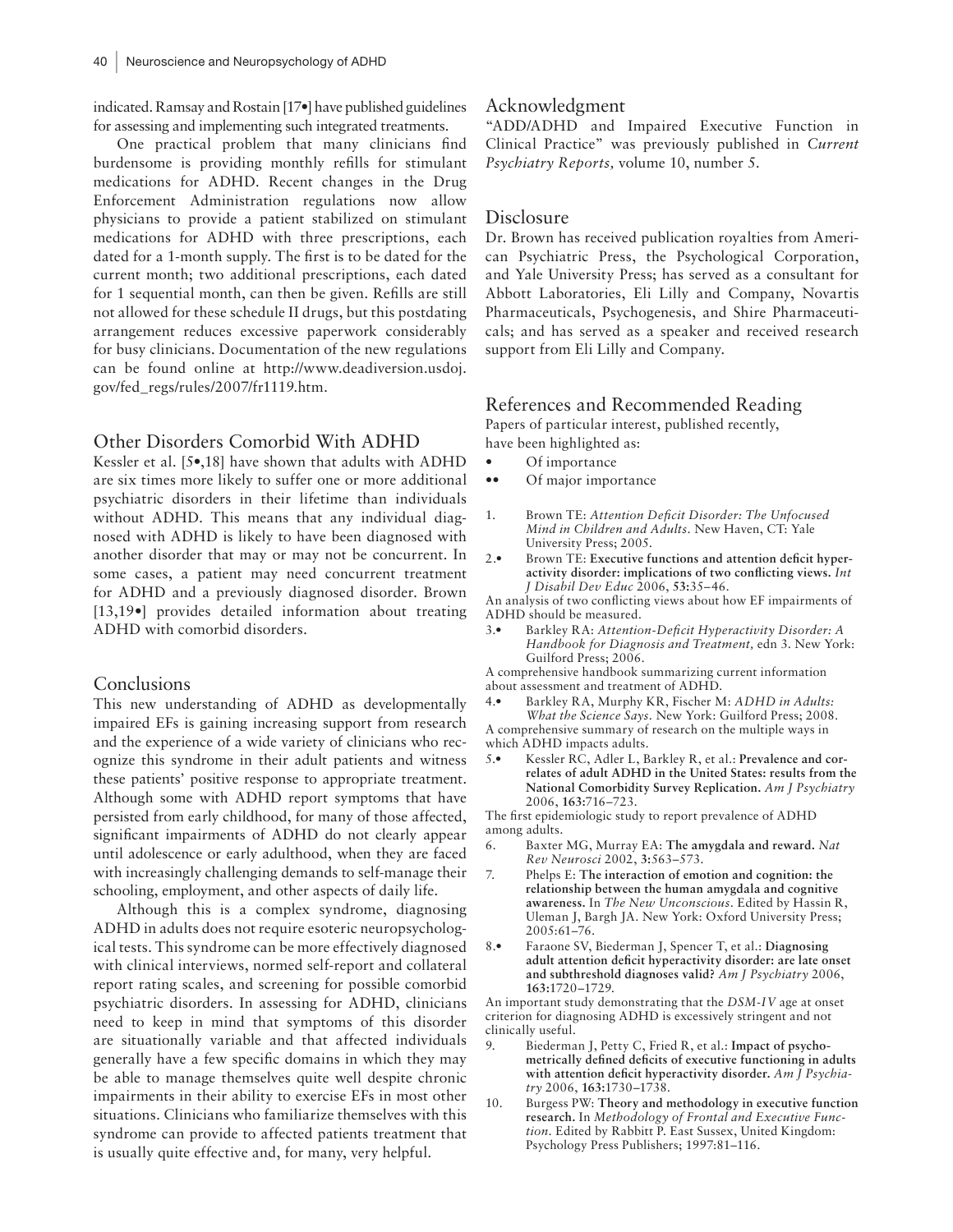indicated. Ramsay and Rostain [17•] have published guidelines for assessing and implementing such integrated treatments.

One practical problem that many clinicians find burdensome is providing monthly refills for stimulant medications for ADHD. Recent changes in the Drug Enforcement Administration regulations now allow physicians to provide a patient stabilized on stimulant medications for ADHD with three prescriptions, each dated for a 1-month supply. The first is to be dated for the current month; two additional prescriptions, each dated for 1 sequential month, can then be given. Refills are still not allowed for these schedule II drugs, but this postdating arrangement reduces excessive paperwork considerably for busy clinicians. Documentation of the new regulations can be found online at http://www.deadiversion.usdoj.gov/fed_regs/rules/2007/fr1119.htm.

## Other Disorders Comorbid With ADHD

Kessler et al. [5•,18] have shown that adults with ADHD are six times more likely to suffer one or more additional psychiatric disorders in their lifetime than individuals without ADHD. This means that any individual diagnosed with ADHD is likely to have been diagnosed with another disorder that may or may not be concurrent. In some cases, a patient may need concurrent treatment for ADHD and a previously diagnosed disorder. Brown [13,19•] provides detailed information about treating ADHD with comorbid disorders.

## Conclusions

This new understanding of ADHD as developmentally impaired EFs is gaining increasing support from research and the experience of a wide variety of clinicians who recognize this syndrome in their adult patients and witness these patients' positive response to appropriate treatment. Although some with ADHD report symptoms that have persisted from early childhood, for many of those affected, significant impairments of ADHD do not clearly appear until adolescence or early adulthood, when they are faced with increasingly challenging demands to self-manage their schooling, employment, and other aspects of daily life.

Although this is a complex syndrome, diagnosing ADHD in adults does not require esoteric neuropsychological tests. This syndrome can be more effectively diagnosed with clinical interviews, normed self-report and collateral report rating scales, and screening for possible comorbid psychiatric disorders. In assessing for ADHD, clinicians need to keep in mind that symptoms of this disorder are situationally variable and that affected individuals generally have a few specific domains in which they may be able to manage themselves quite well despite chronic impairments in their ability to exercise EFs in most other situations. Clinicians who familiarize themselves with this syndrome can provide to affected patients treatment that is usually quite effective and, for many, very helpful.

## Acknowledgment

"ADD/ADHD and Impaired Executive Function in Clinical Practice" was previously published in *Current Psychiatry Reports,* volume 10, number 5.

## Disclosure

Dr. Brown has received publication royalties from American Psychiatric Press, the Psychological Corporation, and Yale University Press; has served as a consultant for Abbott Laboratories, Eli Lilly and Company, Novartis Pharmaceuticals, Psychogenesis, and Shire Pharmaceuticals; and has served as a speaker and received research support from Eli Lilly and Company.

## References and Recommended Reading

Papers of particular interest, published recently, have been highlighted as:

- • Of importance
- •• Of major importance

1. Brown TE: *Attention Deficit Disorder: The Unfocused Mind in Children and Adults.* New Haven, CT: Yale University Press; 2005.
2.• Brown TE: **Executive functions and attention deficit hyperactivity disorder: implications of two conflicting views.** *Int J Disabil Dev Educ* 2006, **53:**35–46.

An analysis of two conflicting views about how EF impairments of ADHD should be measured.

3.• Barkley RA: *Attention-Deficit Hyperactivity Disorder: A Handbook for Diagnosis and Treatment,* edn 3. New York: Guilford Press; 2006.

A comprehensive handbook summarizing current information about assessment and treatment of ADHD.

4.• Barkley RA, Murphy KR, Fischer M: *ADHD in Adults: What the Science Says.* New York: Guilford Press; 2008.

A comprehensive summary of research on the multiple ways in which ADHD impacts adults.

5.• Kessler RC, Adler L, Barkley R, et al.: **Prevalence and correlates of adult ADHD in the United States: results from the National Comorbidity Survey Replication.** *Am J Psychiatry* 2006, **163:**716–723.

The first epidemiologic study to report prevalence of ADHD among adults.

6. Baxter MG, Murray EA: **The amygdala and reward.** *Nat Rev Neurosci* 2002, **3:**563–573.
7. Phelps E: **The interaction of emotion and cognition: the relationship between the human amygdala and cognitive awareness.** In *The New Unconscious.* Edited by Hassin R, Uleman J, Bargh JA. New York: Oxford University Press; 2005:61–76.
8.• Faraone SV, Biederman J, Spencer T, et al.: **Diagnosing adult attention deficit hyperactivity disorder: are late onset and subthreshold diagnoses valid?** *Am J Psychiatry* 2006, **163:**1720–1729.

An important study demonstrating that the *DSM-IV* age at onset criterion for diagnosing ADHD is excessively stringent and not clinically useful.

9. Biederman J, Petty C, Fried R, et al.: **Impact of psychometrically defined deficits of executive functioning in adults with attention deficit hyperactivity disorder.** *Am J Psychiatry* 2006, **163:**1730–1738.
10. Burgess PW: **Theory and methodology in executive function research.** In *Methodology of Frontal and Executive Function.* Edited by Rabbitt P. East Sussex, United Kingdom: Psychology Press Publishers; 1997:81–116.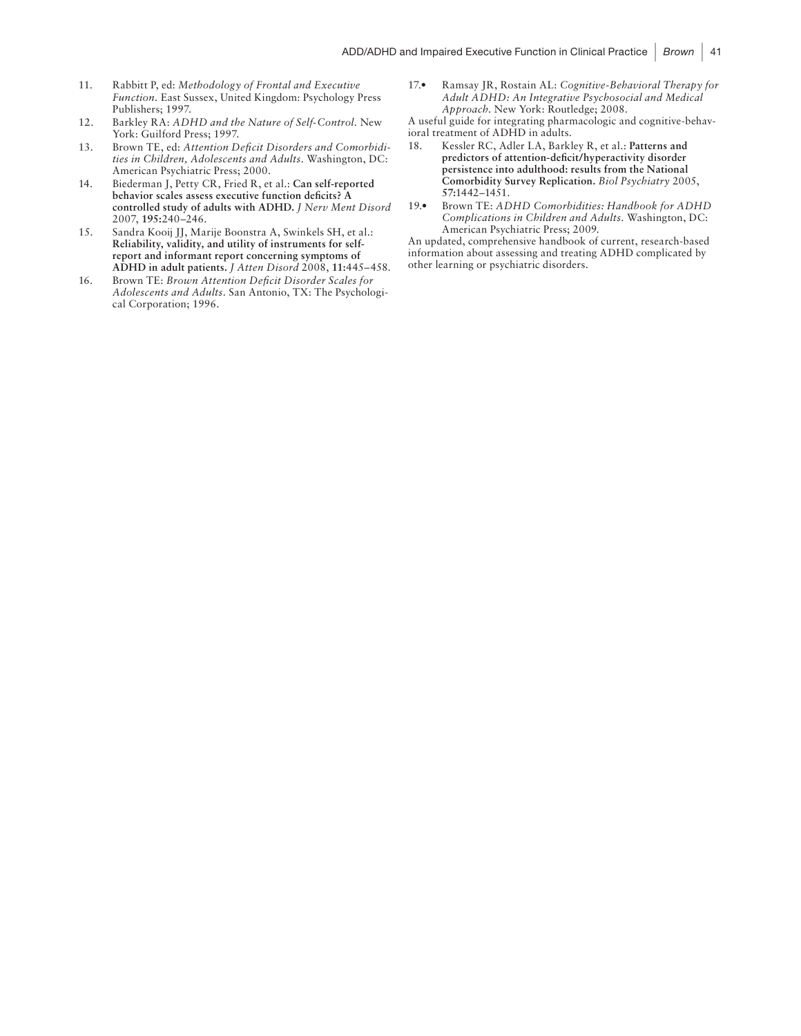11. Rabbitt P, ed: *Methodology of Frontal and Executive Function.* East Sussex, United Kingdom: Psychology Press Publishers; 1997.
12. Barkley RA: *ADHD and the Nature of Self-Control.* New York: Guilford Press; 1997.
13. Brown TE, ed: *Attention Deficit Disorders and Comorbidities in Children, Adolescents and Adults.* Washington, DC: American Psychiatric Press; 2000.
14. Biederman J, Petty CR, Fried R, et al.: **Can self-reported behavior scales assess executive function deficits? A controlled study of adults with ADHD.** *J Nerv Ment Disord* 2007, **195:**240–246.
15. Sandra Kooij JJ, Marije Boonstra A, Swinkels SH, et al.: **Reliability, validity, and utility of instruments for self-report and informant report concerning symptoms of ADHD in adult patients.** *J Atten Disord* 2008, **11:**445–458.
16. Brown TE: *Brown Attention Deficit Disorder Scales for Adolescents and Adults.* San Antonio, TX: The Psychological Corporation; 1996.
17.• Ramsay JR, Rostain AL: *Cognitive-Behavioral Therapy for Adult ADHD: An Integrative Psychosocial and Medical Approach.* New York: Routledge; 2008.

A useful guide for integrating pharmacologic and cognitive-behavioral treatment of ADHD in adults.

18. Kessler RC, Adler LA, Barkley R, et al.: **Patterns and predictors of attention-deficit/hyperactivity disorder persistence into adulthood: results from the National Comorbidity Survey Replication.** *Biol Psychiatry* 2005, **57:**1442–1451.
19.• Brown TE: *ADHD Comorbidities: Handbook for ADHD Complications in Children and Adults.* Washington, DC: American Psychiatric Press; 2009.

An updated, comprehensive handbook of current, research-based information about assessing and treating ADHD complicated by other learning or psychiatric disorders.